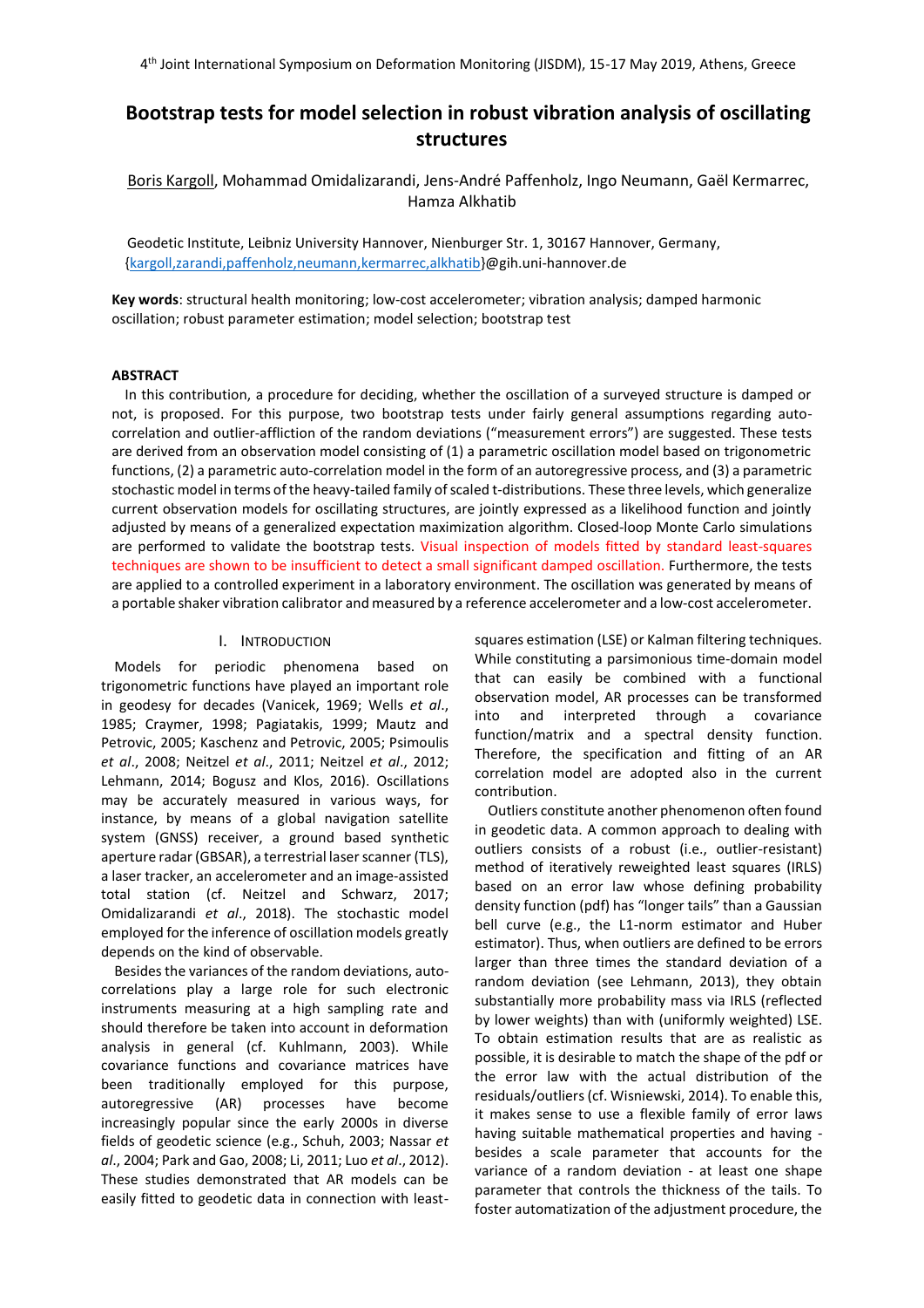# Bootstrap tests for model selection in robust vibration analysis of oscillating structures

Boris Kargoll, Mohammad Omidalizarandi, Jens-André Paffenholz, Ingo Neumann, Gaël Kermarrec, Hamza Alkhatib

Geodetic Institute, Leibniz University Hannover, Nienburger Str. 1, 30167 Hannover, Germany, {kargoll,zarandi,paffenholz,neumann,kermarrec,alkhatib}@gih.uni-hannover.de

**Key words**: structural health monitoring; low-cost accelerometer; vibration analysis; damped harmonic oscillation; robust parameter estimation; model selection; bootstrap test

## ABSTRACT

In this contribution, a procedure for deciding, whether the oscillation of a surveyed structure is damped or not, is proposed. For this purpose, two bootstrap tests under fairly general assumptions regarding auto-correlation and outlier-affliction of the random deviations ("measurement errors") are suggested. These tests are derived from an observation model consisting of (1) a parametric oscillation model based on trigonometric functions, (2) a parametric auto-correlation model in the form of an autoregressive process, and (3) a parametric stochastic model in terms of the heavy-tailed family of scaled t-distributions. These three levels, which generalize current observation models for oscillating structures, are jointly expressed as a likelihood function and jointly adjusted by means of a generalized expectation maximization algorithm. Closed-loop Monte Carlo simulations are performed to validate the bootstrap tests. Visual inspection of models fitted by standard least-squares techniques are shown to be insufficient to detect a small significant damped oscillation. Furthermore, the tests are applied to a controlled experiment in a laboratory environment. The oscillation was generated by means of a portable shaker vibration calibrator and measured by a reference accelerometer and a low-cost accelerometer.

## I. INTRODUCTION

Models for periodic phenomena based on trigonometric functions have played an important role in geodesy for decades (Vanicek, 1969; Wells *et al*., 1985; Craymer, 1998; Pagiatakis, 1999; Mautz and Petrovic, 2005; Kaschenz and Petrovic, 2005; Psimoulis *et al*., 2008; Neitzel *et al*., 2011; Neitzel *et al*., 2012; Lehmann, 2014; Bogusz and Klos, 2016). Oscillations may be accurately measured in various ways, for instance, by means of a global navigation satellite system (GNSS) receiver, a ground based synthetic aperture radar (GBSAR), a terrestrial laser scanner (TLS), a laser tracker, an accelerometer and an image-assisted total station (cf. Neitzel and Schwarz, 2017; Omidalizarandi *et al*., 2018). The stochastic model employed for the inference of oscillation models greatly depends on the kind of observable.

Besides the variances of the random deviations, auto-correlations play a large role for such electronic instruments measuring at a high sampling rate and should therefore be taken into account in deformation analysis in general (cf. Kuhlmann, 2003). While covariance functions and covariance matrices have been traditionally employed for this purpose, autoregressive (AR) processes have become increasingly popular since the early 2000s in diverse fields of geodetic science (e.g., Schuh, 2003; Nassar *et al*., 2004; Park and Gao, 2008; Li, 2011; Luo *et al*., 2012). These studies demonstrated that AR models can be easily fitted to geodetic data in connection with least-squares estimation (LSE) or Kalman filtering techniques. While constituting a parsimonious time-domain model that can easily be combined with a functional observation model, AR processes can be transformed into and interpreted through a covariance function/matrix and a spectral density function. Therefore, the specification and fitting of an AR correlation model are adopted also in the current contribution.

Outliers constitute another phenomenon often found in geodetic data. A common approach to dealing with outliers consists of a robust (i.e., outlier-resistant) method of iteratively reweighted least squares (IRLS) based on an error law whose defining probability density function (pdf) has "longer tails" than a Gaussian bell curve (e.g., the L1-norm estimator and Huber estimator). Thus, when outliers are defined to be errors larger than three times the standard deviation of a random deviation (see Lehmann, 2013), they obtain substantially more probability mass via IRLS (reflected by lower weights) than with (uniformly weighted) LSE. To obtain estimation results that are as realistic as possible, it is desirable to match the shape of the pdf or the error law with the actual distribution of the residuals/outliers (cf. Wisniewski, 2014). To enable this, it makes sense to use a flexible family of error laws having suitable mathematical properties and having - besides a scale parameter that accounts for the variance of a random deviation - at least one shape parameter that controls the thickness of the tails. To foster automatization of the adjustment procedure, the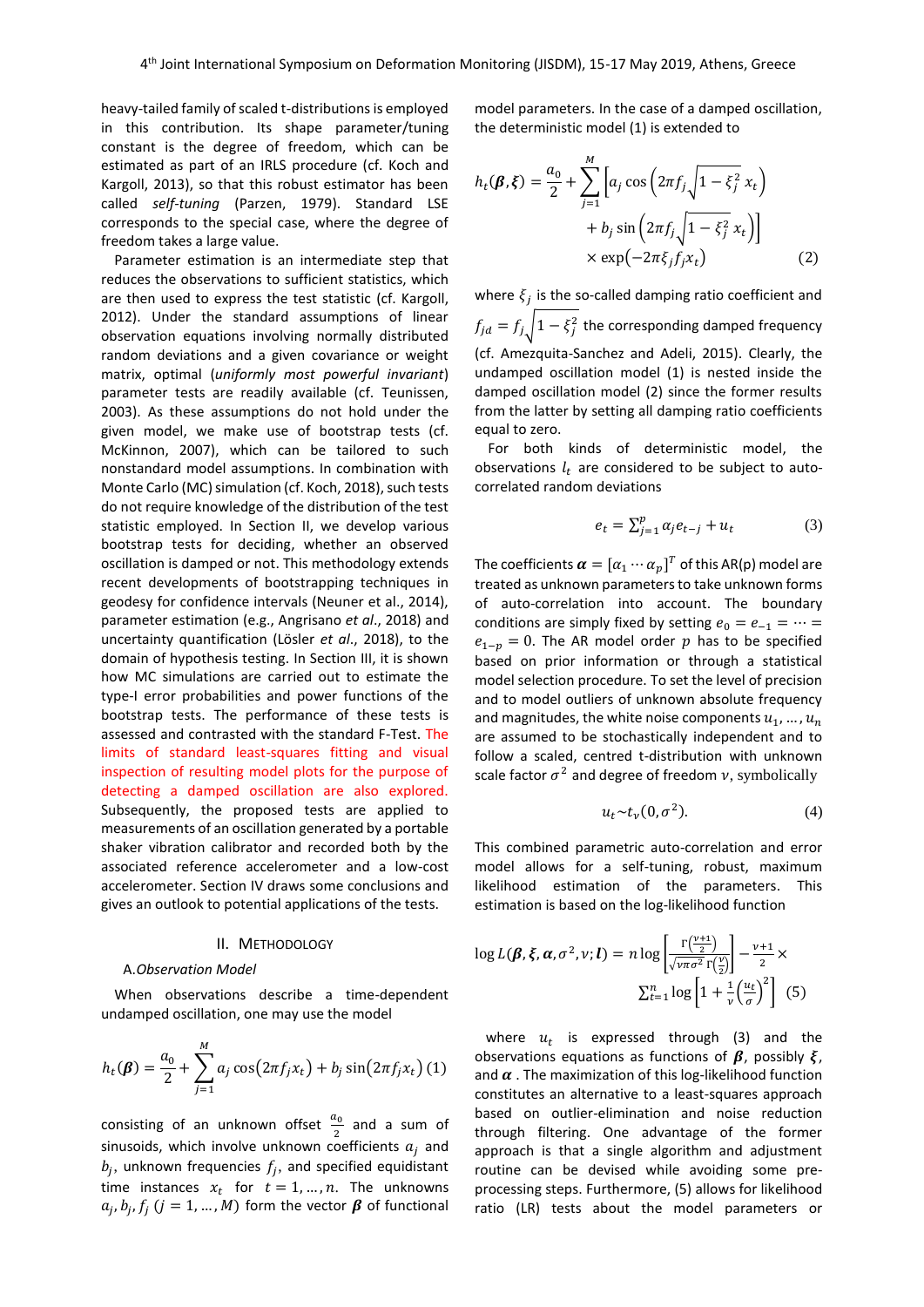heavy-tailed family of scaled t-distributions is employed in this contribution. Its shape parameter/tuning constant is the degree of freedom, which can be estimated as part of an IRLS procedure (cf. Koch and Kargoll, 2013), so that this robust estimator has been called *self-tuning* (Parzen, 1979). Standard LSE corresponds to the special case, where the degree of freedom takes a large value.

Parameter estimation is an intermediate step that reduces the observations to sufficient statistics, which are then used to express the test statistic (cf. Kargoll, 2012). Under the standard assumptions of linear observation equations involving normally distributed random deviations and a given covariance or weight matrix, optimal (*uniformly most powerful invariant*) parameter tests are readily available (cf. Teunissen, 2003). As these assumptions do not hold under the given model, we make use of bootstrap tests (cf. McKinnon, 2007), which can be tailored to such nonstandard model assumptions. In combination with Monte Carlo (MC) simulation (cf. Koch, 2018), such tests do not require knowledge of the distribution of the test statistic employed. In Section II, we develop various bootstrap tests for deciding, whether an observed oscillation is damped or not. This methodology extends recent developments of bootstrapping techniques in geodesy for confidence intervals (Neuner et al., 2014), parameter estimation (e.g., Angrisano *et al*., 2018) and uncertainty quantification (Lösler *et al*., 2018), to the domain of hypothesis testing. In Section III, it is shown how MC simulations are carried out to estimate the type-I error probabilities and power functions of the bootstrap tests. The performance of these tests is assessed and contrasted with the standard F-Test. The limits of standard least-squares fitting and visual inspection of resulting model plots for the purpose of detecting a damped oscillation are also explored. Subsequently, the proposed tests are applied to measurements of an oscillation generated by a portable shaker vibration calibrator and recorded both by the associated reference accelerometer and a low-cost accelerometer. Section IV draws some conclusions and gives an outlook to potential applications of the tests.

## II. METHODOLOGY

### A. *Observation Model*

When observations describe a time-dependent undamped oscillation, one may use the model

$$h_t(\boldsymbol{\beta}) = \frac{a_0}{2} + \sum_{j=1}^{M} a_j \cos(2\pi f_j x_t) + b_j \sin(2\pi f_j x_t) \quad (1)$$

consisting of an unknown offset $\frac{a_0}{2}$ and a sum of sinusoids, which involve unknown coefficients $a_j$ and $b_j$, unknown frequencies $f_j$, and specified equidistant time instances $x_t$ for $t = 1, \dots, n$. The unknowns $a_j, b_j, f_j$ $(j = 1, \dots, M)$ form the vector $\boldsymbol{\beta}$ of functional model parameters. In the case of a damped oscillation, the deterministic model (1) is extended to

$$h_t(\boldsymbol{\beta}, \boldsymbol{\xi}) = \frac{a_0}{2} + \sum_{j=1}^{M} \left[ a_j \cos\left(2\pi f_j \sqrt{1-\xi_j^2}\, x_t\right) + b_j \sin\left(2\pi f_j \sqrt{1-\xi_j^2}\, x_t\right) \right] \times \exp(-2\pi \xi_j f_j x_t) \quad (2)$$

where $\xi_j$ is the so-called damping ratio coefficient and $f_{jd} = f_j\sqrt{1-\xi_j^2}$ the corresponding damped frequency (cf. Amezquita-Sanchez and Adeli, 2015). Clearly, the undamped oscillation model (1) is nested inside the damped oscillation model (2) since the former results from the latter by setting all damping ratio coefficients equal to zero.

For both kinds of deterministic model, the observations $l_t$ are considered to be subject to auto-correlated random deviations

$$e_t = \sum_{j=1}^{p} \alpha_j e_{t-j} + u_t \quad (3)$$

The coefficients $\boldsymbol{\alpha} = [\alpha_1 \cdots \alpha_p]^T$ of this AR(p) model are treated as unknown parameters to take unknown forms of auto-correlation into account. The boundary conditions are simply fixed by setting $e_0 = e_{-1} = \cdots = e_{1-p} = 0$. The AR model order $p$ has to be specified based on prior information or through a statistical model selection procedure. To set the level of precision and to model outliers of unknown absolute frequency and magnitudes, the white noise components $u_1, \dots, u_n$ are assumed to be stochastically independent and to follow a scaled, centred t-distribution with unknown scale factor $\sigma^2$ and degree of freedom $\nu$, symbolically

$$u_t \sim t_\nu(0, \sigma^2). \quad (4)$$

This combined parametric auto-correlation and error model allows for a self-tuning, robust, maximum likelihood estimation of the parameters. This estimation is based on the log-likelihood function

$$\log L(\boldsymbol{\beta}, \boldsymbol{\xi}, \boldsymbol{\alpha}, \sigma^2, \nu; \boldsymbol{l}) = n \log\left[\frac{\Gamma\left(\frac{\nu+1}{2}\right)}{\sqrt{\nu\pi\sigma^2}\,\Gamma\left(\frac{\nu}{2}\right)}\right] - \frac{\nu+1}{2} \times \sum_{t=1}^{n} \log\left[1 + \frac{1}{\nu}\left(\frac{u_t}{\sigma}\right)^2\right] \quad (5)$$

where $u_t$ is expressed through (3) and the observations equations as functions of $\boldsymbol{\beta}$, possibly $\boldsymbol{\xi}$, and $\boldsymbol{\alpha}$. The maximization of this log-likelihood function constitutes an alternative to a least-squares approach based on outlier-elimination and noise reduction through filtering. One advantage of the former approach is that a single algorithm and adjustment routine can be devised while avoiding some pre-processing steps. Furthermore, (5) allows for likelihood ratio (LR) tests about the model parameters or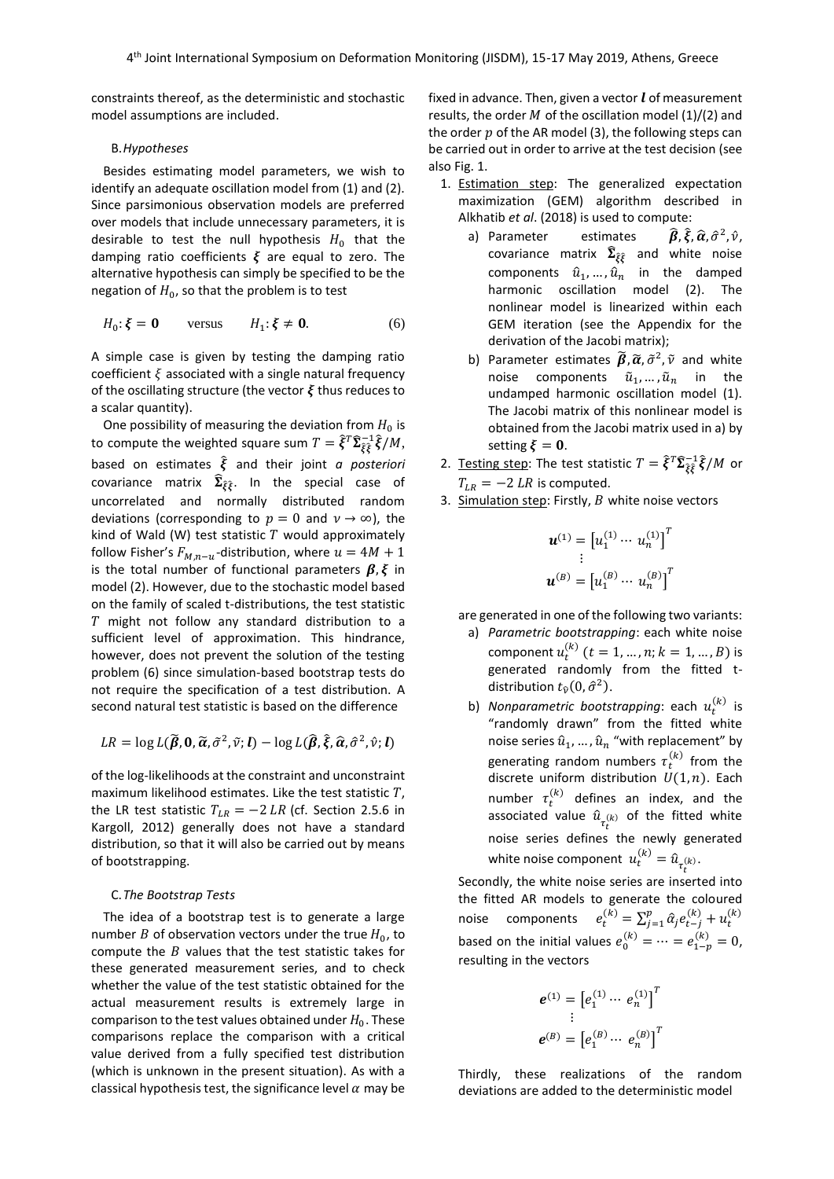constraints thereof, as the deterministic and stochastic model assumptions are included.

### B. *Hypotheses*

Besides estimating model parameters, we wish to identify an adequate oscillation model from (1) and (2). Since parsimonious observation models are preferred over models that include unnecessary parameters, it is desirable to test the null hypothesis $H_0$ that the damping ratio coefficients $\boldsymbol{\xi}$ are equal to zero. The alternative hypothesis can simply be specified to be the negation of $H_0$, so that the problem is to test

$$H_0: \boldsymbol{\xi} = \mathbf{0} \qquad \text{versus} \qquad H_1: \boldsymbol{\xi} \neq \mathbf{0}. \tag{6}$$

A simple case is given by testing the damping ratio coefficient $\xi$ associated with a single natural frequency of the oscillating structure (the vector $\boldsymbol{\xi}$ thus reduces to a scalar quantity).

One possibility of measuring the deviation from $H_0$ is to compute the weighted square sum $T = \hat{\boldsymbol{\xi}}^T \widehat{\boldsymbol{\Sigma}}_{\hat{\xi}\hat{\xi}}^{-1} \hat{\boldsymbol{\xi}} / M$, based on estimates $\hat{\boldsymbol{\xi}}$ and their joint *a posteriori* covariance matrix $\widehat{\boldsymbol{\Sigma}}_{\hat{\xi}\hat{\xi}}$. In the special case of uncorrelated and normally distributed random deviations (corresponding to $p = 0$ and $\nu \to \infty$), the kind of Wald (W) test statistic $T$ would approximately follow Fisher's $F_{M,n-u}$-distribution, where $u = 4M + 1$ is the total number of functional parameters $\boldsymbol{\beta}, \boldsymbol{\xi}$ in model (2). However, due to the stochastic model based on the family of scaled t-distributions, the test statistic $T$ might not follow any standard distribution to a sufficient level of approximation. This hindrance, however, does not prevent the solution of the testing problem (6) since simulation-based bootstrap tests do not require the specification of a test distribution. A second natural test statistic is based on the difference

$$LR = \log L(\tilde{\boldsymbol{\beta}}, \mathbf{0}, \tilde{\boldsymbol{\alpha}}, \tilde{\sigma}^2, \tilde{\nu}; \boldsymbol{l}) - \log L(\hat{\boldsymbol{\beta}}, \hat{\boldsymbol{\xi}}, \hat{\boldsymbol{\alpha}}, \hat{\sigma}^2, \hat{\nu}; \boldsymbol{l})$$

of the log-likelihoods at the constraint and unconstraint maximum likelihood estimates. Like the test statistic $T$, the LR test statistic $T_{LR} = -2\,LR$ (cf. Section 2.5.6 in Kargoll, 2012) generally does not have a standard distribution, so that it will also be carried out by means of bootstrapping.

### C. *The Bootstrap Tests*

The idea of a bootstrap test is to generate a large number $B$ of observation vectors under the true $H_0$, to compute the $B$ values that the test statistic takes for these generated measurement series, and to check whether the value of the test statistic obtained for the actual measurement results is extremely large in comparison to the test values obtained under $H_0$. These comparisons replace the comparison with a critical value derived from a fully specified test distribution (which is unknown in the present situation). As with a classical hypothesis test, the significance level $\alpha$ may be fixed in advance. Then, given a vector $\boldsymbol{l}$ of measurement results, the order $M$ of the oscillation model (1)/(2) and the order $p$ of the AR model (3), the following steps can be carried out in order to arrive at the test decision (see also Fig. 1.

1. Estimation step: The generalized expectation maximization (GEM) algorithm described in Alkhatib *et al*. (2018) is used to compute:
   a) Parameter estimates $\hat{\boldsymbol{\beta}}, \hat{\boldsymbol{\xi}}, \hat{\boldsymbol{\alpha}}, \hat{\sigma}^2, \hat{\nu}$, covariance matrix $\widehat{\boldsymbol{\Sigma}}_{\hat{\xi}\hat{\xi}}$ and white noise components $\hat{u}_1, \ldots, \hat{u}_n$ in the damped harmonic oscillation model (2). The nonlinear model is linearized within each GEM iteration (see the Appendix for the derivation of the Jacobi matrix);
   b) Parameter estimates $\tilde{\boldsymbol{\beta}}, \tilde{\boldsymbol{\alpha}}, \tilde{\sigma}^2, \tilde{\nu}$ and white noise components $\tilde{u}_1, \ldots, \tilde{u}_n$ in the undamped harmonic oscillation model (1). The Jacobi matrix of this nonlinear model is obtained from the Jacobi matrix used in a) by setting $\boldsymbol{\xi} = \mathbf{0}$.
2. Testing step: The test statistic $T = \hat{\boldsymbol{\xi}}^T \widehat{\boldsymbol{\Sigma}}_{\hat{\xi}\hat{\xi}}^{-1} \hat{\boldsymbol{\xi}} / M$ or $T_{LR} = -2\,LR$ is computed.
3. Simulation step: Firstly, $B$ white noise vectors

$$\boldsymbol{u}^{(1)} = \left[u_1^{(1)} \cdots u_n^{(1)}\right]^T$$
$$\vdots$$
$$\boldsymbol{u}^{(B)} = \left[u_1^{(B)} \cdots u_n^{(B)}\right]^T$$

   are generated in one of the following two variants:
   a) *Parametric bootstrapping*: each white noise component $u_t^{(k)}$ $(t = 1, \ldots, n; k = 1, \ldots, B)$ is generated randomly from the fitted t-distribution $t_{\hat{\nu}}(0, \hat{\sigma}^2)$.
   b) *Nonparametric bootstrapping*: each $u_t^{(k)}$ is "randomly drawn" from the fitted white noise series $\hat{u}_1, \ldots, \hat{u}_n$ "with replacement" by generating random numbers $\tau_t^{(k)}$ from the discrete uniform distribution $U(1, n)$. Each number $\tau_t^{(k)}$ defines an index, and the associated value $\hat{u}_{\tau_t^{(k)}}$ of the fitted white noise series defines the newly generated white noise component $u_t^{(k)} = \hat{u}_{\tau_t^{(k)}}$.

   Secondly, the white noise series are inserted into the fitted AR models to generate the coloured noise components $e_t^{(k)} = \sum_{j=1}^{p} \hat{\alpha}_j e_{t-j}^{(k)} + u_t^{(k)}$ based on the initial values $e_0^{(k)} = \cdots = e_{1-p}^{(k)} = 0$, resulting in the vectors

$$\boldsymbol{e}^{(1)} = \left[e_1^{(1)} \cdots e_n^{(1)}\right]^T$$
$$\vdots$$
$$\boldsymbol{e}^{(B)} = \left[e_1^{(B)} \cdots e_n^{(B)}\right]^T$$

   Thirdly, these realizations of the random deviations are added to the deterministic model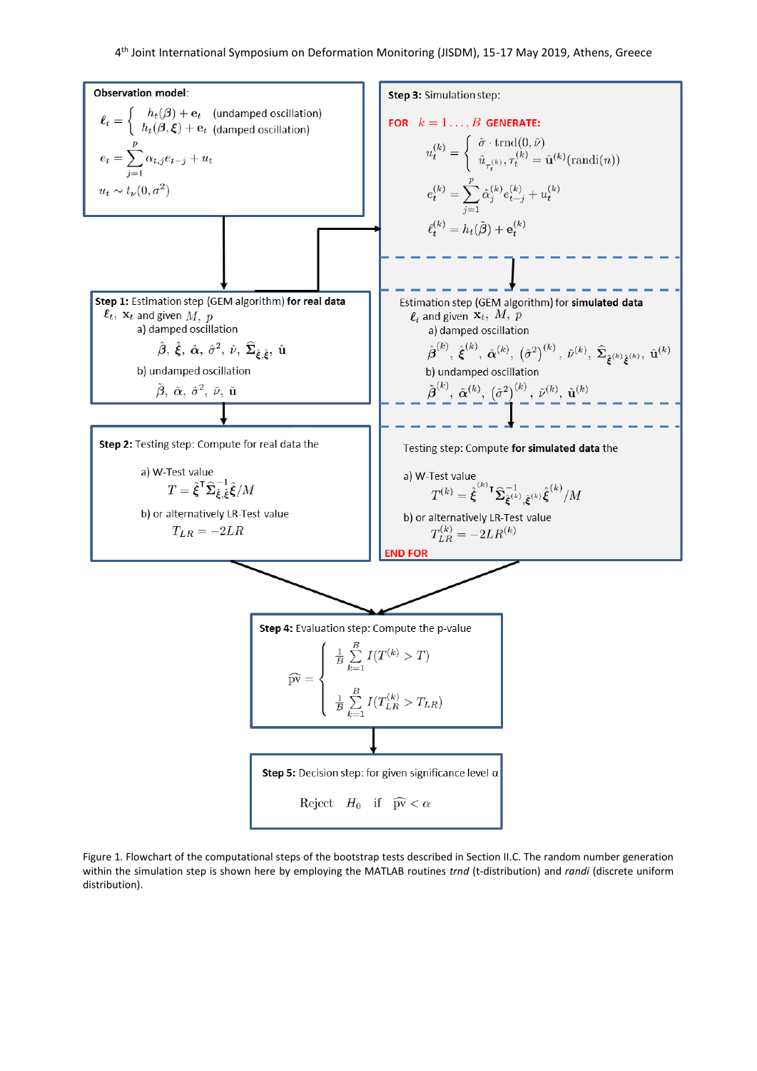**Observation model**:

$$\boldsymbol{\ell}_t = \begin{cases} h_t(\boldsymbol{\beta}) + \mathbf{e}_t & \text{(undamped oscillation)} \\ h_t(\boldsymbol{\beta}, \boldsymbol{\xi}) + \mathbf{e}_t & \text{(damped oscillation)} \end{cases}$$

$$e_t = \sum_{j=1}^{p} \alpha_{t,j} e_{t-j} + u_t$$

$$u_t \sim t_\nu(0, \sigma^2)$$

**Step 1:** Estimation step (GEM algorithm) **for real data** $\ell_t$, $\mathbf{x}_t$ and given $M$, $p$

a) damped oscillation

$$\hat{\boldsymbol{\beta}},\ \hat{\boldsymbol{\xi}},\ \hat{\boldsymbol{\alpha}},\ \hat{\sigma}^2,\ \hat{\nu},\ \widehat{\boldsymbol{\Sigma}}_{\hat{\boldsymbol{\xi}},\hat{\boldsymbol{\xi}}},\ \hat{\mathbf{u}}$$

b) undamped oscillation

$$\tilde{\boldsymbol{\beta}},\ \tilde{\boldsymbol{\alpha}},\ \tilde{\sigma}^2,\ \tilde{\nu},\ \tilde{\mathbf{u}}$$

**Step 2:** Testing step: Compute for real data the

a) W-Test value

$$T = \hat{\boldsymbol{\xi}}^{\mathsf{T}} \widehat{\boldsymbol{\Sigma}}_{\hat{\boldsymbol{\xi}},\hat{\boldsymbol{\xi}}}^{-1} \hat{\boldsymbol{\xi}} / M$$

b) or alternatively LR-Test value

$$T_{LR} = -2LR$$

**Step 3:** Simulation step:

**FOR** $k = 1 \ldots, B$ **GENERATE:**

$$u_t^{(k)} = \begin{cases} \hat{\sigma} \cdot \mathrm{trnd}(0, \hat{\nu}) \\ \hat{u}_{\tau_t^{(k)}}, \tau_t^{(k)} = \hat{\mathbf{u}}^{(k)}(\mathrm{randi}(n)) \end{cases}$$

$$e_t^{(k)} = \sum_{j=1}^{p} \hat{\alpha}_j^{(k)} e_{t-j}^{(k)} + u_t^{(k)}$$

$$\ell_t^{(k)} = h_t(\tilde{\boldsymbol{\beta}}) + \mathbf{e}_t^{(k)}$$

Estimation step (GEM algorithm) for **simulated data** $\ell_t$ and given $\mathbf{x}_t$, $M$, $p$

a) damped oscillation

$$\hat{\boldsymbol{\beta}}^{(k)},\ \hat{\boldsymbol{\xi}}^{(k)},\ \hat{\boldsymbol{\alpha}}^{(k)},\ \left(\hat{\sigma}^2\right)^{(k)},\ \hat{\nu}^{(k)},\ \widehat{\boldsymbol{\Sigma}}_{\hat{\boldsymbol{\xi}}^{(k)}\hat{\boldsymbol{\xi}}^{(k)}},\ \hat{\mathbf{u}}^{(k)}$$

b) undamped oscillation

$$\tilde{\boldsymbol{\beta}}^{(k)},\ \tilde{\boldsymbol{\alpha}}^{(k)},\ \left(\tilde{\sigma}^2\right)^{(k)},\ \tilde{\nu}^{(k)},\ \tilde{\mathbf{u}}^{(k)}$$

Testing step: Compute **for simulated data** the

a) W-Test value

$$T^{(k)} = \hat{\boldsymbol{\xi}}^{(k)\mathsf{T}} \widehat{\boldsymbol{\Sigma}}_{\hat{\boldsymbol{\xi}}^{(k)},\hat{\boldsymbol{\xi}}^{(k)}}^{-1} \hat{\boldsymbol{\xi}}^{(k)} / M$$

b) or alternatively LR-Test value

$$T_{LR}^{(k)} = -2LR^{(k)}$$

**END FOR**

**Step 4:** Evaluation step: Compute the p-value

$$\widehat{\mathrm{pv}} = \begin{cases} \frac{1}{B} \sum_{k=1}^{B} I(T^{(k)} > T) \\ \frac{1}{B} \sum_{k=1}^{B} I(T_{LR}^{(k)} > T_{LR}) \end{cases}$$

**Step 5:** Decision step: for given significance level $\alpha$

$$\text{Reject} \quad H_0 \quad \text{if} \quad \widehat{\mathrm{pv}} < \alpha$$

Figure 1. Flowchart of the computational steps of the bootstrap tests described in Section II.C. The random number generation within the simulation step is shown here by employing the MATLAB routines *trnd* (t-distribution) and *randi* (discrete uniform distribution).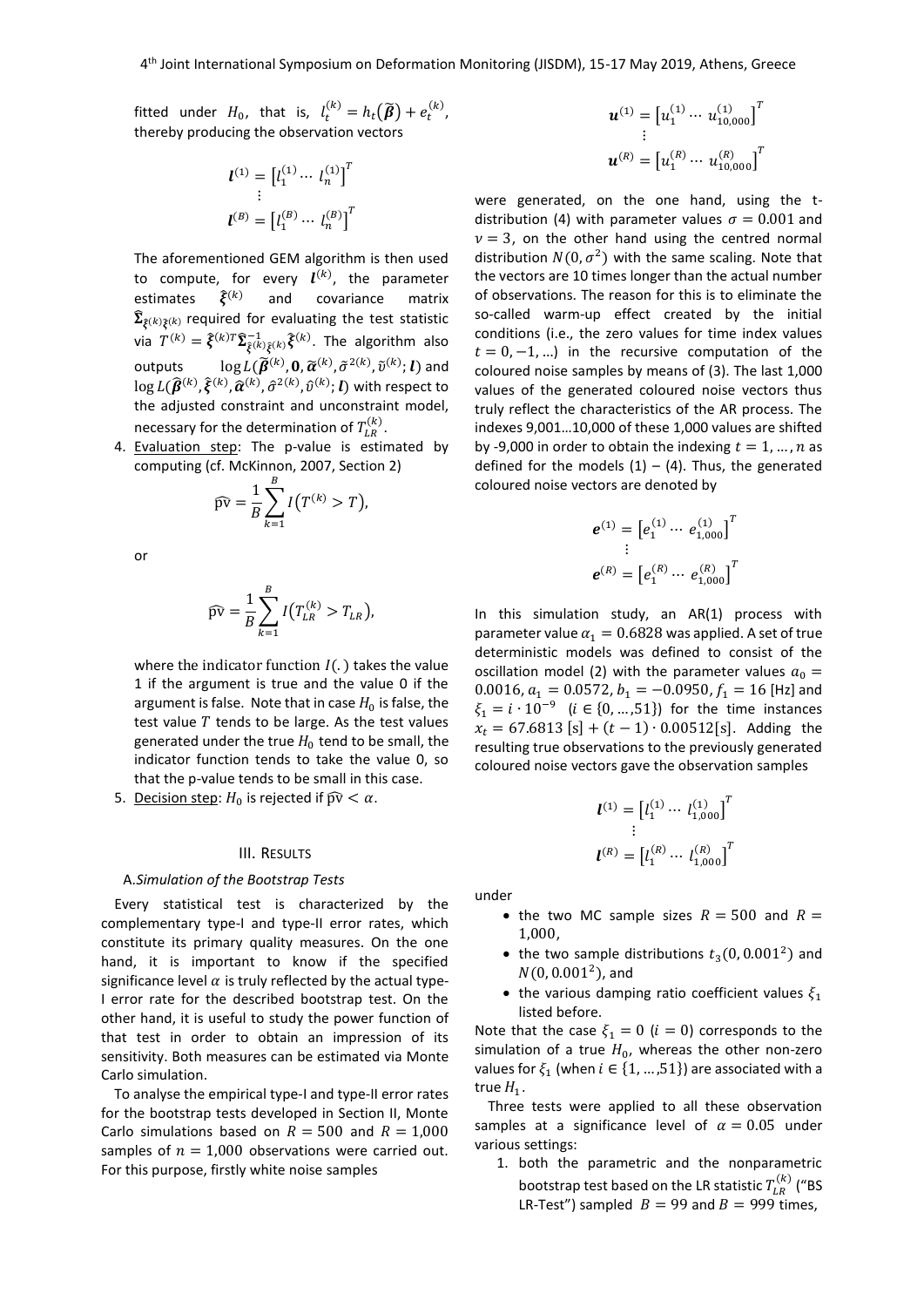fitted under $H_0$, that is, $l_t^{(k)} = h_t(\tilde{\boldsymbol{\beta}}) + e_t^{(k)}$, thereby producing the observation vectors

$$\boldsymbol{l}^{(1)} = \left[l_1^{(1)} \cdots \ l_n^{(1)}\right]^T$$
$$\vdots$$
$$\boldsymbol{l}^{(B)} = \left[l_1^{(B)} \cdots \ l_n^{(B)}\right]^T$$

The aforementioned GEM algorithm is then used to compute, for every $\boldsymbol{l}^{(k)}$, the parameter estimates $\hat{\boldsymbol{\xi}}^{(k)}$ and covariance matrix $\hat{\boldsymbol{\Sigma}}_{\hat{\xi}^{(k)}\hat{\xi}^{(k)}}$ required for evaluating the test statistic via $T^{(k)} = \hat{\boldsymbol{\xi}}^{(k)T}\hat{\boldsymbol{\Sigma}}^{-1}_{\hat{\xi}^{(k)}\hat{\xi}^{(k)}}\hat{\boldsymbol{\xi}}^{(k)}$. The algorithm also outputs $\log L(\tilde{\boldsymbol{\beta}}^{(k)}, \boldsymbol{0}, \tilde{\boldsymbol{\alpha}}^{(k)}, \tilde{\sigma}^{2(k)}, \tilde{\nu}^{(k)}; \boldsymbol{l})$ and $\log L(\hat{\boldsymbol{\beta}}^{(k)}, \hat{\boldsymbol{\xi}}^{(k)}, \hat{\boldsymbol{\alpha}}^{(k)}, \hat{\sigma}^{2(k)}, \hat{\nu}^{(k)}; \boldsymbol{l})$ with respect to the adjusted constraint and unconstraint model, necessary for the determination of $T_{LR}^{(k)}$.

4. Evaluation step: The p-value is estimated by computing (cf. McKinnon, 2007, Section 2)

$$\widehat{\mathrm{pv}} = \frac{1}{B}\sum_{k=1}^{B} I\left(T^{(k)} > T\right),$$

or

$$\widehat{\mathrm{pv}} = \frac{1}{B}\sum_{k=1}^{B} I\left(T_{LR}^{(k)} > T_{LR}\right),$$

where the indicator function $I(.)$ takes the value 1 if the argument is true and the value 0 if the argument is false. Note that in case $H_0$ is false, the test value $T$ tends to be large. As the test values generated under the true $H_0$ tend to be small, the indicator function tends to take the value 0, so that the p-value tends to be small in this case.

5. Decision step: $H_0$ is rejected if $\widehat{\mathrm{pv}} < \alpha$.

## III. Results

### A. Simulation of the Bootstrap Tests

Every statistical test is characterized by the complementary type-I and type-II error rates, which constitute its primary quality measures. On the one hand, it is important to know if the specified significance level $\alpha$ is truly reflected by the actual type-I error rate for the described bootstrap test. On the other hand, it is useful to study the power function of that test in order to obtain an impression of its sensitivity. Both measures can be estimated via Monte Carlo simulation.

To analyse the empirical type-I and type-II error rates for the bootstrap tests developed in Section II, Monte Carlo simulations based on $R = 500$ and $R = 1{,}000$ samples of $n = 1{,}000$ observations were carried out. For this purpose, firstly white noise samples

$$\boldsymbol{u}^{(1)} = \left[u_1^{(1)} \cdots \ u_{10{,}000}^{(1)}\right]^T$$
$$\vdots$$
$$\boldsymbol{u}^{(R)} = \left[u_1^{(R)} \cdots \ u_{10{,}000}^{(R)}\right]^T$$

were generated, on the one hand, using the t-distribution (4) with parameter values $\sigma = 0.001$ and $\nu = 3$, on the other hand using the centred normal distribution $N(0, \sigma^2)$ with the same scaling. Note that the vectors are 10 times longer than the actual number of observations. The reason for this is to eliminate the so-called warm-up effect created by the initial conditions (i.e., the zero values for time index values $t = 0, -1, \ldots$) in the recursive computation of the coloured noise samples by means of (3). The last 1,000 values of the generated coloured noise vectors thus truly reflect the characteristics of the AR process. The indexes 9,001…10,000 of these 1,000 values are shifted by -9,000 in order to obtain the indexing $t = 1, \ldots, n$ as defined for the models (1) – (4). Thus, the generated coloured noise vectors are denoted by

$$\boldsymbol{e}^{(1)} = \left[e_1^{(1)} \cdots \ e_{1{,}000}^{(1)}\right]^T$$
$$\vdots$$
$$\boldsymbol{e}^{(R)} = \left[e_1^{(R)} \cdots \ e_{1{,}000}^{(R)}\right]^T$$

In this simulation study, an AR(1) process with parameter value $\alpha_1 = 0.6828$ was applied. A set of true deterministic models was defined to consist of the oscillation model (2) with the parameter values $a_0 = 0.0016$, $a_1 = 0.0572$, $b_1 = -0.0950$, $f_1 = 16$ [Hz] and $\xi_1 = i \cdot 10^{-9}$ $(i \in \{0, \ldots, 51\})$ for the time instances $x_t = 67.6813\ [s] + (t-1) \cdot 0.00512 [s]$. Adding the resulting true observations to the previously generated coloured noise vectors gave the observation samples

$$\boldsymbol{l}^{(1)} = \left[l_1^{(1)} \cdots \ l_{1{,}000}^{(1)}\right]^T$$
$$\vdots$$
$$\boldsymbol{l}^{(R)} = \left[l_1^{(R)} \cdots \ l_{1{,}000}^{(R)}\right]^T$$

under

- the two MC sample sizes $R = 500$ and $R = 1{,}000$,
- the two sample distributions $t_3(0, 0.001^2)$ and $N(0, 0.001^2)$, and
- the various damping ratio coefficient values $\xi_1$ listed before.

Note that the case $\xi_1 = 0$ $(i = 0)$ corresponds to the simulation of a true $H_0$, whereas the other non-zero values for $\xi_1$ (when $i \in \{1, \ldots, 51\}$) are associated with a true $H_1$.

Three tests were applied to all these observation samples at a significance level of $\alpha = 0.05$ under various settings:

1. both the parametric and the nonparametric bootstrap test based on the LR statistic $T_{LR}^{(k)}$ ("BS LR-Test") sampled $B = 99$ and $B = 999$ times,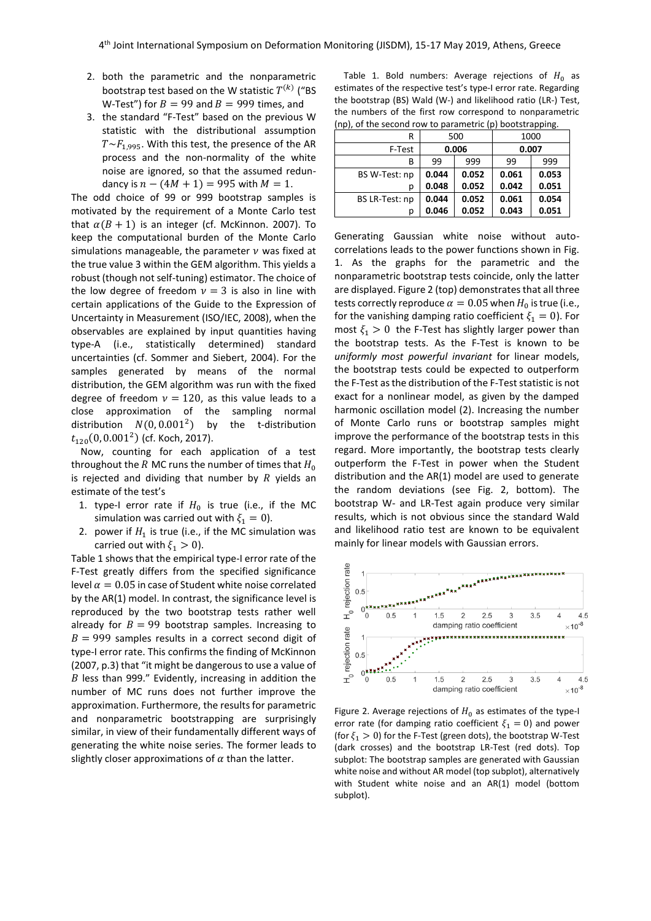2. both the parametric and the nonparametric bootstrap test based on the W statistic $T^{(k)}$ ("BS W-Test") for $B = 99$ and $B = 999$ times, and
3. the standard "F-Test" based on the previous W statistic with the distributional assumption $T \sim F_{1,995}$. With this test, the presence of the AR process and the non-normality of the white noise are ignored, so that the assumed redundancy is $n - (4M + 1) = 995$ with $M = 1$.

The odd choice of 99 or 999 bootstrap samples is motivated by the requirement of a Monte Carlo test that $\alpha(B + 1)$ is an integer (cf. McKinnon. 2007). To keep the computational burden of the Monte Carlo simulations manageable, the parameter $\nu$ was fixed at the true value 3 within the GEM algorithm. This yields a robust (though not self-tuning) estimator. The choice of the low degree of freedom $\nu = 3$ is also in line with certain applications of the Guide to the Expression of Uncertainty in Measurement (ISO/IEC, 2008), when the observables are explained by input quantities having type-A (i.e., statistically determined) standard uncertainties (cf. Sommer and Siebert, 2004). For the samples generated by means of the normal distribution, the GEM algorithm was run with the fixed degree of freedom $\nu = 120$, as this value leads to a close approximation of the sampling normal distribution $N(0, 0.001^2)$ by the t-distribution $t_{120}(0, 0.001^2)$ (cf. Koch, 2017).

Now, counting for each application of a test throughout the $R$ MC runs the number of times that $H_0$ is rejected and dividing that number by $R$ yields an estimate of the test's

1. type-I error rate if $H_0$ is true (i.e., if the MC simulation was carried out with $\xi_1 = 0$).
2. power if $H_1$ is true (i.e., if the MC simulation was carried out with $\xi_1 > 0$).

Table 1 shows that the empirical type-I error rate of the F-Test greatly differs from the specified significance level $\alpha = 0.05$ in case of Student white noise correlated by the AR(1) model. In contrast, the significance level is reproduced by the two bootstrap tests rather well already for $B = 99$ bootstrap samples. Increasing to $B = 999$ samples results in a correct second digit of type-I error rate. This confirms the finding of McKinnon (2007, p.3) that "it might be dangerous to use a value of $B$ less than 999." Evidently, increasing in addition the number of MC runs does not further improve the approximation. Furthermore, the results for parametric and nonparametric bootstrapping are surprisingly similar, in view of their fundamentally different ways of generating the white noise series. The former leads to slightly closer approximations of $\alpha$ than the latter.

Table 1. Bold numbers: Average rejections of $H_0$ as estimates of the respective test's type-I error rate. Regarding the bootstrap (BS) Wald (W-) and likelihood ratio (LR-) Test, the numbers of the first row correspond to nonparametric (np), of the second row to parametric (p) bootstrapping.

| R | 500 | | 1000 | |
|---|---|---|---|---|
| F-Test | **0.006** | | **0.007** | |
| B | 99 | 999 | 99 | 999 |
| BS W-Test: np | **0.044** | **0.052** | **0.061** | **0.053** |
| p | **0.048** | **0.052** | **0.042** | **0.051** |
| BS LR-Test: np | **0.044** | **0.052** | **0.061** | **0.054** |
| p | **0.046** | **0.052** | **0.043** | **0.051** |

Generating Gaussian white noise without autocorrelations leads to the power functions shown in Fig. 1. As the graphs for the parametric and the nonparametric bootstrap tests coincide, only the latter are displayed. Figure 2 (top) demonstrates that all three tests correctly reproduce $\alpha = 0.05$ when $H_0$ is true (i.e., for the vanishing damping ratio coefficient $\xi_1 = 0$). For most $\xi_1 > 0$ the F-Test has slightly larger power than the bootstrap tests. As the F-Test is known to be *uniformly most powerful invariant* for linear models, the bootstrap tests could be expected to outperform the F-Test as the distribution of the F-Test statistic is not exact for a nonlinear model, as given by the damped harmonic oscillation model (2). Increasing the number of Monte Carlo runs or bootstrap samples might improve the performance of the bootstrap tests in this regard. More importantly, the bootstrap tests clearly outperform the F-Test in power when the Student distribution and the AR(1) model are used to generate the random deviations (see Fig. 2, bottom). The bootstrap W- and LR-Test again produce very similar results, which is not obvious since the standard Wald and likelihood ratio test are known to be equivalent mainly for linear models with Gaussian errors.

Figure 2. Average rejections of $H_0$ as estimates of the type-I error rate (for damping ratio coefficient $\xi_1 = 0$) and power (for $\xi_1 > 0$) for the F-Test (green dots), the bootstrap W-Test (dark crosses) and the bootstrap LR-Test (red dots). Top subplot: The bootstrap samples are generated with Gaussian white noise and without AR model (top subplot), alternatively with Student white noise and an AR(1) model (bottom subplot).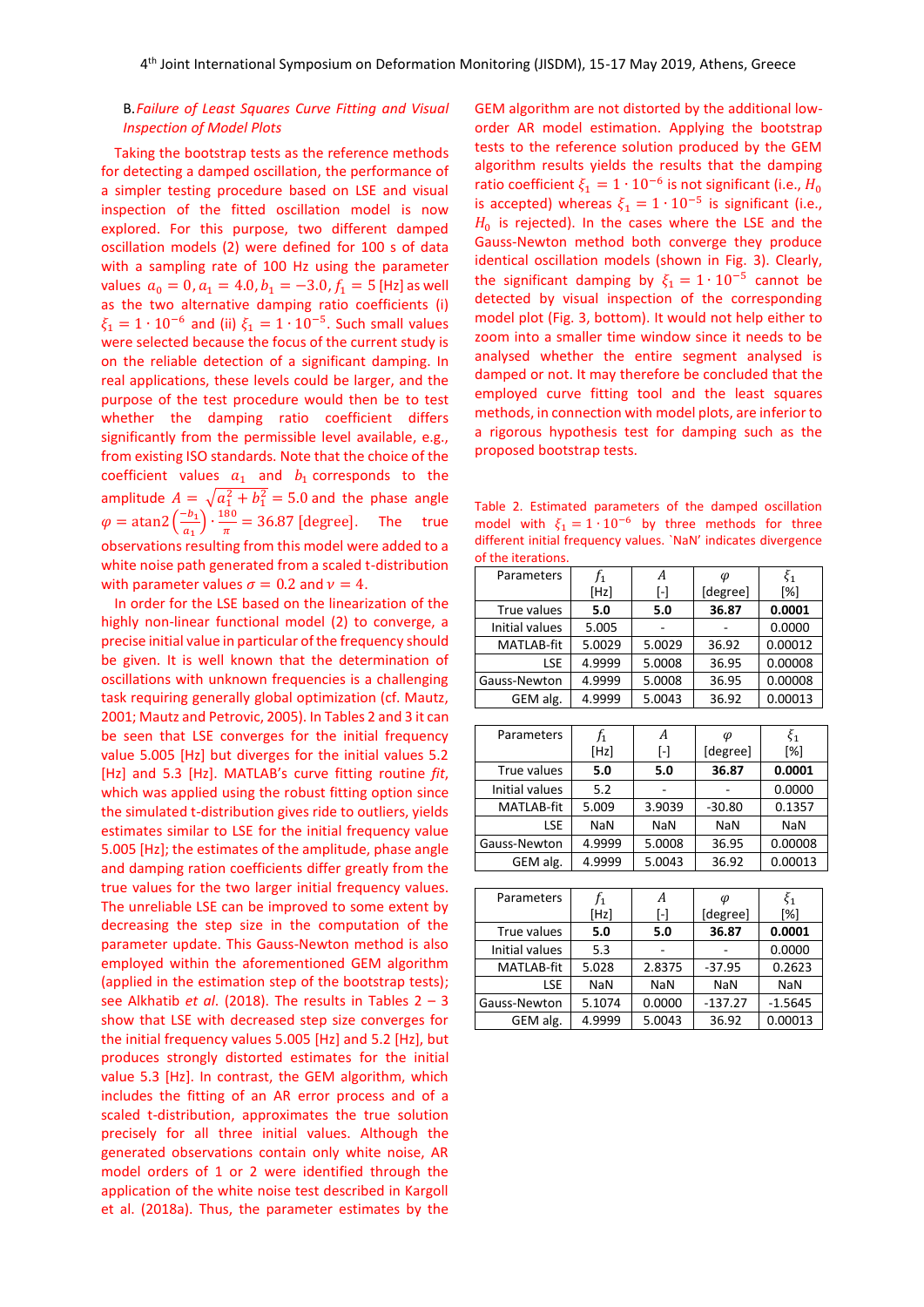### B. *Failure of Least Squares Curve Fitting and Visual Inspection of Model Plots*

Taking the bootstrap tests as the reference methods for detecting a damped oscillation, the performance of a simpler testing procedure based on LSE and visual inspection of the fitted oscillation model is now explored. For this purpose, two different damped oscillation models (2) were defined for 100 s of data with a sampling rate of 100 Hz using the parameter values $a_0 = 0, a_1 = 4.0, b_1 = -3.0, f_1 = 5$ [Hz] as well as the two alternative damping ratio coefficients (i) $\xi_1 = 1 \cdot 10^{-6}$ and (ii) $\xi_1 = 1 \cdot 10^{-5}$. Such small values were selected because the focus of the current study is on the reliable detection of a significant damping. In real applications, these levels could be larger, and the purpose of the test procedure would then be to test whether the damping ratio coefficient differs significantly from the permissible level available, e.g., from existing ISO standards. Note that the choice of the coefficient values $a_1$ and $b_1$ corresponds to the amplitude $A = \sqrt{a_1^2 + b_1^2} = 5.0$ and the phase angle $\varphi = \text{atan2}\left(\frac{-b_1}{a_1}\right) \cdot \frac{180}{\pi} = 36.87$ [degree]. The true observations resulting from this model were added to a white noise path generated from a scaled t-distribution with parameter values $\sigma = 0.2$ and $\nu = 4$.

In order for the LSE based on the linearization of the highly non-linear functional model (2) to converge, a precise initial value in particular of the frequency should be given. It is well known that the determination of oscillations with unknown frequencies is a challenging task requiring generally global optimization (cf. Mautz, 2001; Mautz and Petrovic, 2005). In Tables 2 and 3 it can be seen that LSE converges for the initial frequency value 5.005 [Hz] but diverges for the initial values 5.2 [Hz] and 5.3 [Hz]. MATLAB's curve fitting routine *fit*, which was applied using the robust fitting option since the simulated t-distribution gives ride to outliers, yields estimates similar to LSE for the initial frequency value 5.005 [Hz]; the estimates of the amplitude, phase angle and damping ration coefficients differ greatly from the true values for the two larger initial frequency values. The unreliable LSE can be improved to some extent by decreasing the step size in the computation of the parameter update. This Gauss-Newton method is also employed within the aforementioned GEM algorithm (applied in the estimation step of the bootstrap tests); see Alkhatib *et al.* (2018). The results in Tables 2 – 3 show that LSE with decreased step size converges for the initial frequency values 5.005 [Hz] and 5.2 [Hz], but produces strongly distorted estimates for the initial value 5.3 [Hz]. In contrast, the GEM algorithm, which includes the fitting of an AR error process and of a scaled t-distribution, approximates the true solution precisely for all three initial values. Although the generated observations contain only white noise, AR model orders of 1 or 2 were identified through the application of the white noise test described in Kargoll et al. (2018a). Thus, the parameter estimates by the GEM algorithm are not distorted by the additional low-order AR model estimation. Applying the bootstrap tests to the reference solution produced by the GEM algorithm results yields the results that the damping ratio coefficient $\xi_1 = 1 \cdot 10^{-6}$ is not significant (i.e., $H_0$ is accepted) whereas $\xi_1 = 1 \cdot 10^{-5}$ is significant (i.e., $H_0$ is rejected). In the cases where the LSE and the Gauss-Newton method both converge they produce identical oscillation models (shown in Fig. 3). Clearly, the significant damping by $\xi_1 = 1 \cdot 10^{-5}$ cannot be detected by visual inspection of the corresponding model plot (Fig. 3, bottom). It would not help either to zoom into a smaller time window since it needs to be analysed whether the entire segment analysed is damped or not. It may therefore be concluded that the employed curve fitting tool and the least squares methods, in connection with model plots, are inferior to a rigorous hypothesis test for damping such as the proposed bootstrap tests.

Table 2. Estimated parameters of the damped oscillation model with $\xi_1 = 1 \cdot 10^{-6}$ by three methods for three different initial frequency values. `NaN' indicates divergence of the iterations.

| Parameters | $f_1$ [Hz] | $A$ [-] | $\varphi$ [degree] | $\xi_1$ [%] |
|---|---|---|---|---|
| True values | **5.0** | **5.0** | **36.87** | **0.0001** |
| Initial values | 5.005 | - | - | 0.0000 |
| MATLAB-fit | 5.0029 | 5.0029 | 36.92 | 0.00012 |
| LSE | 4.9999 | 5.0008 | 36.95 | 0.00008 |
| Gauss-Newton | 4.9999 | 5.0008 | 36.95 | 0.00008 |
| GEM alg. | 4.9999 | 5.0043 | 36.92 | 0.00013 |

| Parameters | $f_1$ [Hz] | $A$ [-] | $\varphi$ [degree] | $\xi_1$ [%] |
|---|---|---|---|---|
| True values | **5.0** | **5.0** | **36.87** | **0.0001** |
| Initial values | 5.2 | - | - | 0.0000 |
| MATLAB-fit | 5.009 | 3.9039 | -30.80 | 0.1357 |
| LSE | NaN | NaN | NaN | NaN |
| Gauss-Newton | 4.9999 | 5.0008 | 36.95 | 0.00008 |
| GEM alg. | 4.9999 | 5.0043 | 36.92 | 0.00013 |

| Parameters | $f_1$ [Hz] | $A$ [-] | $\varphi$ [degree] | $\xi_1$ [%] |
|---|---|---|---|---|
| True values | **5.0** | **5.0** | **36.87** | **0.0001** |
| Initial values | 5.3 | - | - | 0.0000 |
| MATLAB-fit | 5.028 | 2.8375 | -37.95 | 0.2623 |
| LSE | NaN | NaN | NaN | NaN |
| Gauss-Newton | 5.1074 | 0.0000 | -137.27 | -1.5645 |
| GEM alg. | 4.9999 | 5.0043 | 36.92 | 0.00013 |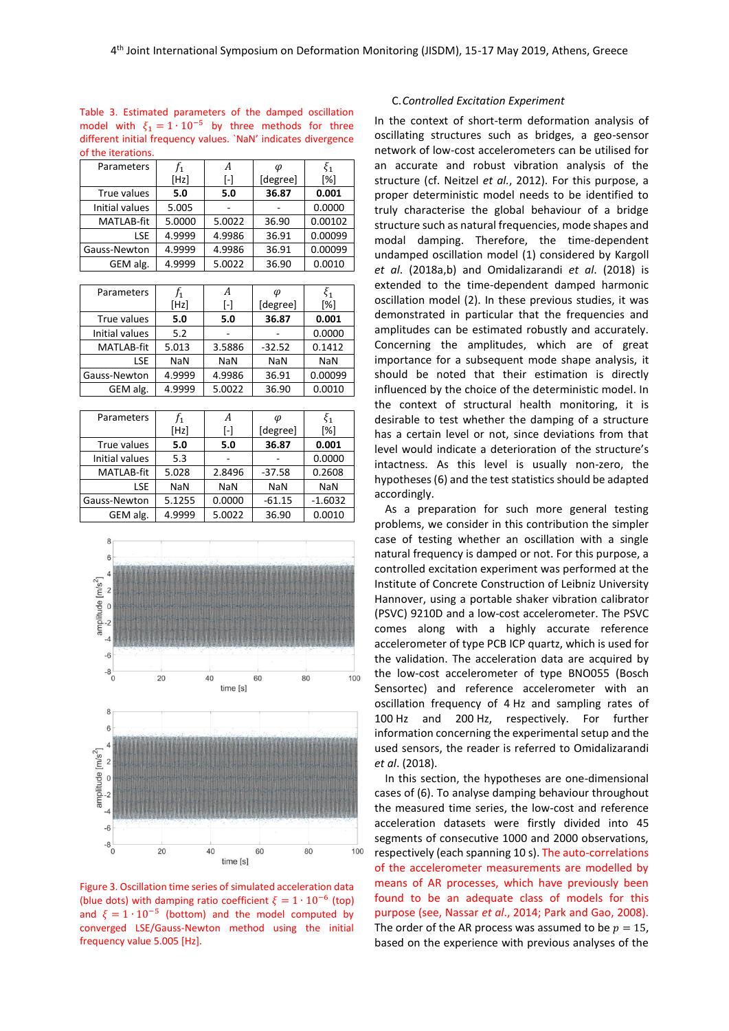Table 3. Estimated parameters of the damped oscillation model with $\xi_1 = 1 \cdot 10^{-5}$ by three methods for three different initial frequency values. 'NaN' indicates divergence of the iterations.

| Parameters | $f_1$ [Hz] | $A$ [-] | $\varphi$ [degree] | $\xi_1$ [%] |
|---|---|---|---|---|
| True values | **5.0** | **5.0** | **36.87** | **0.001** |
| Initial values | 5.005 | - | - | 0.0000 |
| MATLAB-fit | 5.0000 | 5.0022 | 36.90 | 0.00102 |
| LSE | 4.9999 | 4.9986 | 36.91 | 0.00099 |
| Gauss-Newton | 4.9999 | 4.9986 | 36.91 | 0.00099 |
| GEM alg. | 4.9999 | 5.0022 | 36.90 | 0.0010 |

| Parameters | $f_1$ [Hz] | $A$ [-] | $\varphi$ [degree] | $\xi_1$ [%] |
|---|---|---|---|---|
| True values | **5.0** | **5.0** | **36.87** | **0.001** |
| Initial values | 5.2 | - | - | 0.0000 |
| MATLAB-fit | 5.013 | 3.5886 | -32.52 | 0.1412 |
| LSE | NaN | NaN | NaN | NaN |
| Gauss-Newton | 4.9999 | 4.9986 | 36.91 | 0.00099 |
| GEM alg. | 4.9999 | 5.0022 | 36.90 | 0.0010 |

| Parameters | $f_1$ [Hz] | $A$ [-] | $\varphi$ [degree] | $\xi_1$ [%] |
|---|---|---|---|---|
| True values | **5.0** | **5.0** | **36.87** | **0.001** |
| Initial values | 5.3 | - | - | 0.0000 |
| MATLAB-fit | 5.028 | 2.8496 | -37.58 | 0.2608 |
| LSE | NaN | NaN | NaN | NaN |
| Gauss-Newton | 5.1255 | 0.0000 | -61.15 | -1.6032 |
| GEM alg. | 4.9999 | 5.0022 | 36.90 | 0.0010 |

Figure 3. Oscillation time series of simulated acceleration data (blue dots) with damping ratio coefficient $\xi = 1 \cdot 10^{-6}$ (top) and $\xi = 1 \cdot 10^{-5}$ (bottom) and the model computed by converged LSE/Gauss-Newton method using the initial frequency value 5.005 [Hz].

### C. *Controlled Excitation Experiment*

In the context of short-term deformation analysis of oscillating structures such as bridges, a geo-sensor network of low-cost accelerometers can be utilised for an accurate and robust vibration analysis of the structure (cf. Neitzel *et al.*, 2012). For this purpose, a proper deterministic model needs to be identified to truly characterise the global behaviour of a bridge structure such as natural frequencies, mode shapes and modal damping. Therefore, the time-dependent undamped oscillation model (1) considered by Kargoll *et al.* (2018a,b) and Omidalizarandi *et al.* (2018) is extended to the time-dependent damped harmonic oscillation model (2). In these previous studies, it was demonstrated in particular that the frequencies and amplitudes can be estimated robustly and accurately. Concerning the amplitudes, which are of great importance for a subsequent mode shape analysis, it should be noted that their estimation is directly influenced by the choice of the deterministic model. In the context of structural health monitoring, it is desirable to test whether the damping of a structure has a certain level or not, since deviations from that level would indicate a deterioration of the structure's intactness. As this level is usually non-zero, the hypotheses (6) and the test statistics should be adapted accordingly.

As a preparation for such more general testing problems, we consider in this contribution the simpler case of testing whether an oscillation with a single natural frequency is damped or not. For this purpose, a controlled excitation experiment was performed at the Institute of Concrete Construction of Leibniz University Hannover, using a portable shaker vibration calibrator (PSVC) 9210D and a low-cost accelerometer. The PSVC comes along with a highly accurate reference accelerometer of type PCB ICP quartz, which is used for the validation. The acceleration data are acquired by the low-cost accelerometer of type BNO055 (Bosch Sensortec) and reference accelerometer with an oscillation frequency of 4 Hz and sampling rates of 100 Hz and 200 Hz, respectively. For further information concerning the experimental setup and the used sensors, the reader is referred to Omidalizarandi *et al.* (2018).

In this section, the hypotheses are one-dimensional cases of (6). To analyse damping behaviour throughout the measured time series, the low-cost and reference acceleration datasets were firstly divided into 45 segments of consecutive 1000 and 2000 observations, respectively (each spanning 10 s). The auto-correlations of the accelerometer measurements are modelled by means of AR processes, which have previously been found to be an adequate class of models for this purpose (see, Nassar *et al.*, 2014; Park and Gao, 2008). The order of the AR process was assumed to be $p = 15$, based on the experience with previous analyses of the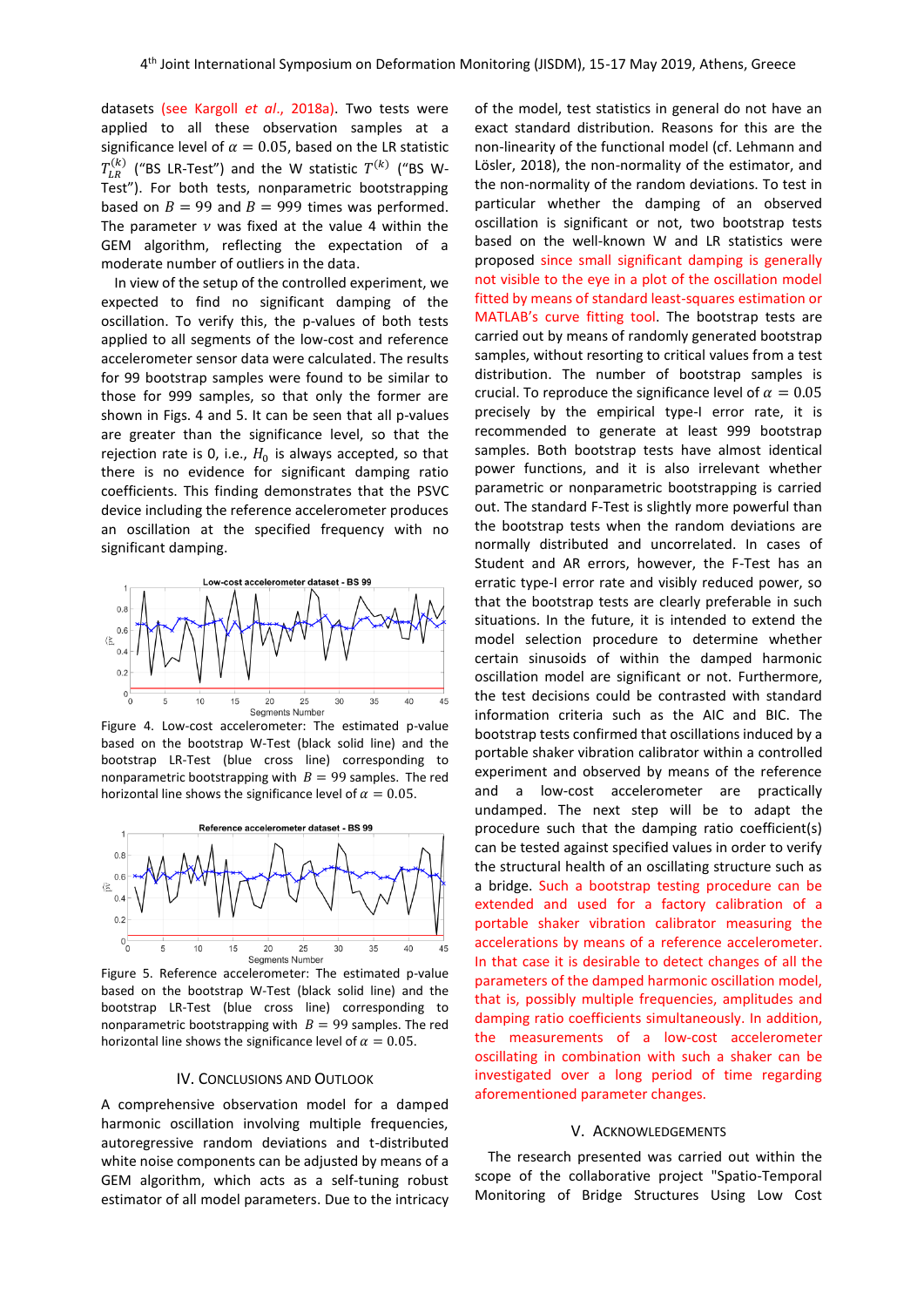datasets (see Kargoll *et al.*, 2018a). Two tests were applied to all these observation samples at a significance level of $\alpha = 0.05$, based on the LR statistic $T_{LR}^{(k)}$ ("BS LR-Test") and the W statistic $T^{(k)}$ ("BS W-Test"). For both tests, nonparametric bootstrapping based on $B = 99$ and $B = 999$ times was performed. The parameter $\nu$ was fixed at the value 4 within the GEM algorithm, reflecting the expectation of a moderate number of outliers in the data.

In view of the setup of the controlled experiment, we expected to find no significant damping of the oscillation. To verify this, the p-values of both tests applied to all segments of the low-cost and reference accelerometer sensor data were calculated. The results for 99 bootstrap samples were found to be similar to those for 999 samples, so that only the former are shown in Figs. 4 and 5. It can be seen that all p-values are greater than the significance level, so that the rejection rate is 0, i.e., $H_0$ is always accepted, so that there is no evidence for significant damping ratio coefficients. This finding demonstrates that the PSVC device including the reference accelerometer produces an oscillation at the specified frequency with no significant damping.

Figure 4. Low-cost accelerometer: The estimated p-value based on the bootstrap W-Test (black solid line) and the bootstrap LR-Test (blue cross line) corresponding to nonparametric bootstrapping with $B = 99$ samples. The red horizontal line shows the significance level of $\alpha = 0.05$.

Figure 5. Reference accelerometer: The estimated p-value based on the bootstrap W-Test (black solid line) and the bootstrap LR-Test (blue cross line) corresponding to nonparametric bootstrapping with $B = 99$ samples. The red horizontal line shows the significance level of $\alpha = 0.05$.

## IV. Conclusions and Outlook

A comprehensive observation model for a damped harmonic oscillation involving multiple frequencies, autoregressive random deviations and t-distributed white noise components can be adjusted by means of a GEM algorithm, which acts as a self-tuning robust estimator of all model parameters. Due to the intricacy of the model, test statistics in general do not have an exact standard distribution. Reasons for this are the non-linearity of the functional model (cf. Lehmann and Lösler, 2018), the non-normality of the estimator, and the non-normality of the random deviations. To test in particular whether the damping of an observed oscillation is significant or not, two bootstrap tests based on the well-known W and LR statistics were proposed since small significant damping is generally not visible to the eye in a plot of the oscillation model fitted by means of standard least-squares estimation or MATLAB's curve fitting tool. The bootstrap tests are carried out by means of randomly generated bootstrap samples, without resorting to critical values from a test distribution. The number of bootstrap samples is crucial. To reproduce the significance level of $\alpha = 0.05$ precisely by the empirical type-I error rate, it is recommended to generate at least 999 bootstrap samples. Both bootstrap tests have almost identical power functions, and it is also irrelevant whether parametric or nonparametric bootstrapping is carried out. The standard F-Test is slightly more powerful than the bootstrap tests when the random deviations are normally distributed and uncorrelated. In cases of Student and AR errors, however, the F-Test has an erratic type-I error rate and visibly reduced power, so that the bootstrap tests are clearly preferable in such situations. In the future, it is intended to extend the model selection procedure to determine whether certain sinusoids of within the damped harmonic oscillation model are significant or not. Furthermore, the test decisions could be contrasted with standard information criteria such as the AIC and BIC. The bootstrap tests confirmed that oscillations induced by a portable shaker vibration calibrator within a controlled experiment and observed by means of the reference and a low-cost accelerometer are practically undamped. The next step will be to adapt the procedure such that the damping ratio coefficient(s) can be tested against specified values in order to verify the structural health of an oscillating structure such as a bridge. Such a bootstrap testing procedure can be extended and used for a factory calibration of a portable shaker vibration calibrator measuring the accelerations by means of a reference accelerometer. In that case it is desirable to detect changes of all the parameters of the damped harmonic oscillation model, that is, possibly multiple frequencies, amplitudes and damping ratio coefficients simultaneously. In addition, the measurements of a low-cost accelerometer oscillating in combination with such a shaker can be investigated over a long period of time regarding aforementioned parameter changes.

## V. Acknowledgements

The research presented was carried out within the scope of the collaborative project "Spatio-Temporal Monitoring of Bridge Structures Using Low Cost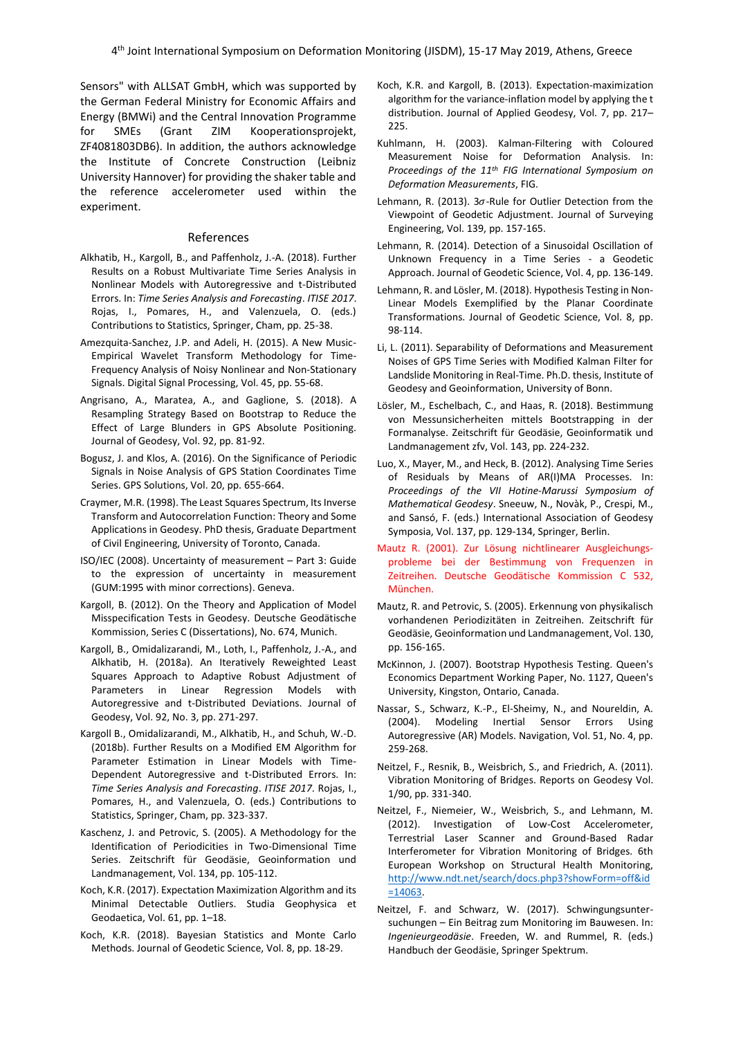Sensors" with ALLSAT GmbH, which was supported by the German Federal Ministry for Economic Affairs and Energy (BMWi) and the Central Innovation Programme for SMEs (Grant ZIM Kooperationsprojekt, ZF4081803DB6). In addition, the authors acknowledge the Institute of Concrete Construction (Leibniz University Hannover) for providing the shaker table and the reference accelerometer used within the experiment.

## References

Alkhatib, H., Kargoll, B., and Paffenholz, J.-A. (2018). Further Results on a Robust Multivariate Time Series Analysis in Nonlinear Models with Autoregressive and t-Distributed Errors. In: *Time Series Analysis and Forecasting*. *ITISE 2017*. Rojas, I., Pomares, H., and Valenzuela, O. (eds.) Contributions to Statistics, Springer, Cham, pp. 25-38.

Amezquita-Sanchez, J.P. and Adeli, H. (2015). A New Music-Empirical Wavelet Transform Methodology for Time-Frequency Analysis of Noisy Nonlinear and Non-Stationary Signals. Digital Signal Processing, Vol. 45, pp. 55-68.

Angrisano, A., Maratea, A., and Gaglione, S. (2018). A Resampling Strategy Based on Bootstrap to Reduce the Effect of Large Blunders in GPS Absolute Positioning. Journal of Geodesy, Vol. 92, pp. 81-92.

Bogusz, J. and Klos, A. (2016). On the Significance of Periodic Signals in Noise Analysis of GPS Station Coordinates Time Series. GPS Solutions, Vol. 20, pp. 655-664.

Craymer, M.R. (1998). The Least Squares Spectrum, Its Inverse Transform and Autocorrelation Function: Theory and Some Applications in Geodesy. PhD thesis, Graduate Department of Civil Engineering, University of Toronto, Canada.

ISO/IEC (2008). Uncertainty of measurement – Part 3: Guide to the expression of uncertainty in measurement (GUM:1995 with minor corrections). Geneva.

Kargoll, B. (2012). On the Theory and Application of Model Misspecification Tests in Geodesy. Deutsche Geodätische Kommission, Series C (Dissertations), No. 674, Munich.

Kargoll, B., Omidalizarandi, M., Loth, I., Paffenholz, J.-A., and Alkhatib, H. (2018a). An Iteratively Reweighted Least Squares Approach to Adaptive Robust Adjustment of Parameters in Linear Regression Models with Autoregressive and t-Distributed Deviations. Journal of Geodesy, Vol. 92, No. 3, pp. 271-297.

Kargoll B., Omidalizarandi, M., Alkhatib, H., and Schuh, W.-D. (2018b). Further Results on a Modified EM Algorithm for Parameter Estimation in Linear Models with Time-Dependent Autoregressive and t-Distributed Errors. In: *Time Series Analysis and Forecasting*. *ITISE 2017*. Rojas, I., Pomares, H., and Valenzuela, O. (eds.) Contributions to Statistics, Springer, Cham, pp. 323-337.

Kaschenz, J. and Petrovic, S. (2005). A Methodology for the Identification of Periodicities in Two-Dimensional Time Series. Zeitschrift für Geodäsie, Geoinformation und Landmanagement, Vol. 134, pp. 105-112.

Koch, K.R. (2017). Expectation Maximization Algorithm and its Minimal Detectable Outliers. Studia Geophysica et Geodaetica, Vol. 61, pp. 1–18.

Koch, K.R. (2018). Bayesian Statistics and Monte Carlo Methods. Journal of Geodetic Science, Vol. 8, pp. 18-29.

Koch, K.R. and Kargoll, B. (2013). Expectation-maximization algorithm for the variance-inflation model by applying the t distribution. Journal of Applied Geodesy, Vol. 7, pp. 217–225.

Kuhlmann, H. (2003). Kalman-Filtering with Coloured Measurement Noise for Deformation Analysis. In: *Proceedings of the 11th FIG International Symposium on Deformation Measurements*, FIG.

Lehmann, R. (2013). 3$\sigma$-Rule for Outlier Detection from the Viewpoint of Geodetic Adjustment. Journal of Surveying Engineering, Vol. 139, pp. 157-165.

Lehmann, R. (2014). Detection of a Sinusoidal Oscillation of Unknown Frequency in a Time Series - a Geodetic Approach. Journal of Geodetic Science, Vol. 4, pp. 136-149.

Lehmann, R. and Lösler, M. (2018). Hypothesis Testing in Non-Linear Models Exemplified by the Planar Coordinate Transformations. Journal of Geodetic Science, Vol. 8, pp. 98-114.

Li, L. (2011). Separability of Deformations and Measurement Noises of GPS Time Series with Modified Kalman Filter for Landslide Monitoring in Real-Time. Ph.D. thesis, Institute of Geodesy and Geoinformation, University of Bonn.

Lösler, M., Eschelbach, C., and Haas, R. (2018). Bestimmung von Messunsicherheiten mittels Bootstrapping in der Formanalyse. Zeitschrift für Geodäsie, Geoinformatik und Landmanagement zfv, Vol. 143, pp. 224-232.

Luo, X., Mayer, M., and Heck, B. (2012). Analysing Time Series of Residuals by Means of AR(I)MA Processes. In: *Proceedings of the VII Hotine-Marussi Symposium of Mathematical Geodesy*. Sneeuw, N., Novàk, P., Crespi, M., and Sansó, F. (eds.) International Association of Geodesy Symposia, Vol. 137, pp. 129-134, Springer, Berlin.

Mautz R. (2001). Zur Lösung nichtlinearer Ausgleichungs-probleme bei der Bestimmung von Frequenzen in Zeitreihen. Deutsche Geodätische Kommission C 532, München.

Mautz, R. and Petrovic, S. (2005). Erkennung von physikalisch vorhandenen Periodizitäten in Zeitreihen. Zeitschrift für Geodäsie, Geoinformation und Landmanagement, Vol. 130, pp. 156-165.

McKinnon, J. (2007). Bootstrap Hypothesis Testing. Queen's Economics Department Working Paper, No. 1127, Queen's University, Kingston, Ontario, Canada.

Nassar, S., Schwarz, K.-P., El-Sheimy, N., and Noureldin, A. (2004). Modeling Inertial Sensor Errors Using Autoregressive (AR) Models. Navigation, Vol. 51, No. 4, pp. 259-268.

Neitzel, F., Resnik, B., Weisbrich, S., and Friedrich, A. (2011). Vibration Monitoring of Bridges. Reports on Geodesy Vol. 1/90, pp. 331-340.

Neitzel, F., Niemeier, W., Weisbrich, S., and Lehmann, M. (2012). Investigation of Low-Cost Accelerometer, Terrestrial Laser Scanner and Ground-Based Radar Interferometer for Vibration Monitoring of Bridges. 6th European Workshop on Structural Health Monitoring, http://www.ndt.net/search/docs.php3?showForm=off&id=14063.

Neitzel, F. and Schwarz, W. (2017). Schwingungsunter-suchungen – Ein Beitrag zum Monitoring im Bauwesen. In: *Ingenieurgeodäsie*. Freeden, W. and Rummel, R. (eds.) Handbuch der Geodäsie, Springer Spektrum.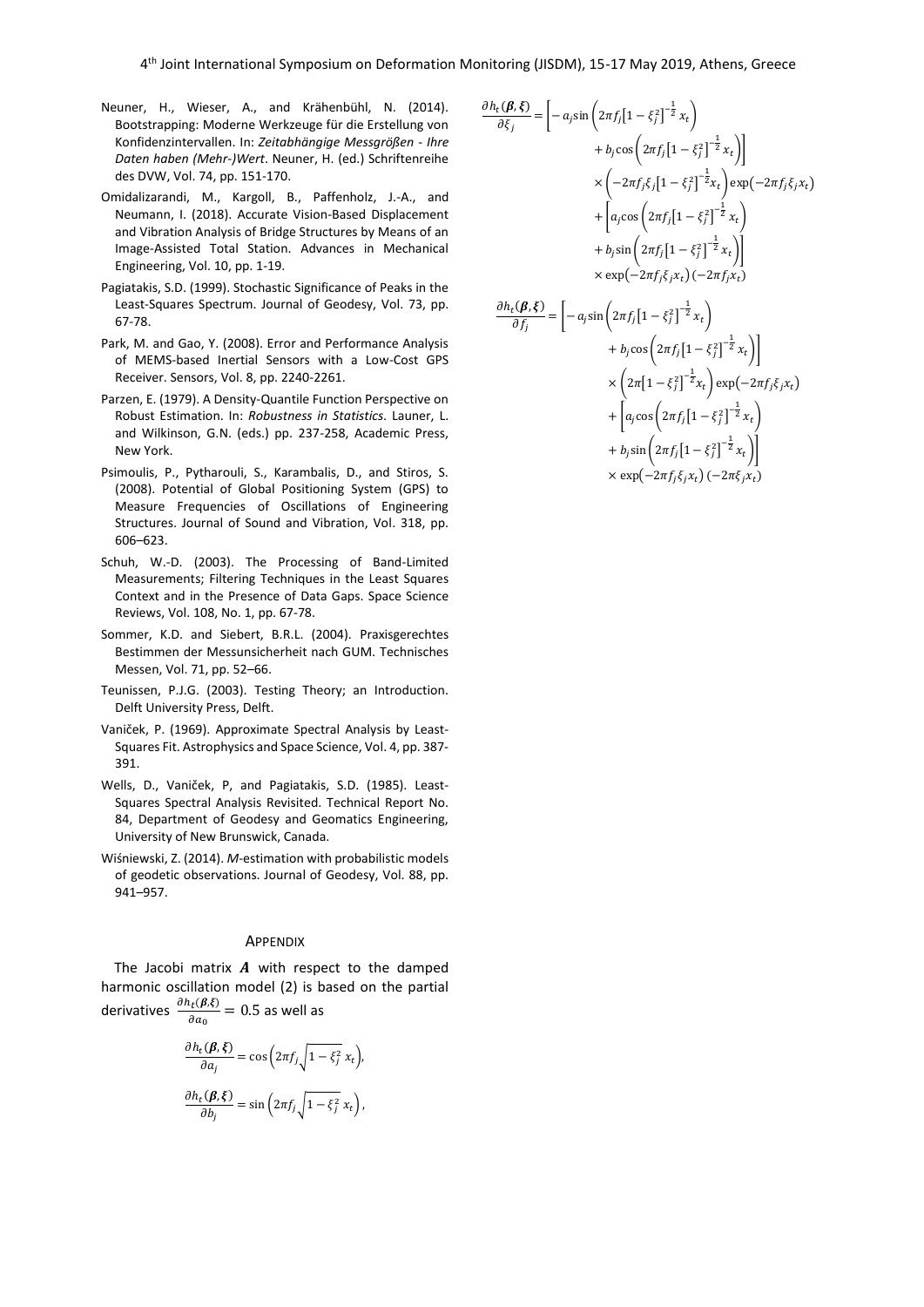Neuner, H., Wieser, A., and Krähenbühl, N. (2014). Bootstrapping: Moderne Werkzeuge für die Erstellung von Konfidenzintervallen. In: *Zeitabhängige Messgrößen - Ihre Daten haben (Mehr-)Wert*. Neuner, H. (ed.) Schriftenreihe des DVW, Vol. 74, pp. 151-170.

Omidalizarandi, M., Kargoll, B., Paffenholz, J.-A., and Neumann, I. (2018). Accurate Vision-Based Displacement and Vibration Analysis of Bridge Structures by Means of an Image-Assisted Total Station. Advances in Mechanical Engineering, Vol. 10, pp. 1-19.

Pagiatakis, S.D. (1999). Stochastic Significance of Peaks in the Least-Squares Spectrum. Journal of Geodesy, Vol. 73, pp. 67-78.

Park, M. and Gao, Y. (2008). Error and Performance Analysis of MEMS-based Inertial Sensors with a Low-Cost GPS Receiver. Sensors, Vol. 8, pp. 2240-2261.

Parzen, E. (1979). A Density-Quantile Function Perspective on Robust Estimation. In: *Robustness in Statistics*. Launer, L. and Wilkinson, G.N. (eds.) pp. 237-258, Academic Press, New York.

Psimoulis, P., Pytharouli, S., Karambalis, D., and Stiros, S. (2008). Potential of Global Positioning System (GPS) to Measure Frequencies of Oscillations of Engineering Structures. Journal of Sound and Vibration, Vol. 318, pp. 606–623.

Schuh, W.-D. (2003). The Processing of Band-Limited Measurements; Filtering Techniques in the Least Squares Context and in the Presence of Data Gaps. Space Science Reviews, Vol. 108, No. 1, pp. 67-78.

Sommer, K.D. and Siebert, B.R.L. (2004). Praxisgerechtes Bestimmen der Messunsicherheit nach GUM. Technisches Messen, Vol. 71, pp. 52–66.

Teunissen, P.J.G. (2003). Testing Theory; an Introduction. Delft University Press, Delft.

Vaniček, P. (1969). Approximate Spectral Analysis by Least-Squares Fit. Astrophysics and Space Science, Vol. 4, pp. 387-391.

Wells, D., Vaniček, P, and Pagiatakis, S.D. (1985). Least-Squares Spectral Analysis Revisited. Technical Report No. 84, Department of Geodesy and Geomatics Engineering, University of New Brunswick, Canada.

Wiśniewski, Z. (2014). *M*-estimation with probabilistic models of geodetic observations. Journal of Geodesy, Vol. 88, pp. 941–957.

## APPENDIX

The Jacobi matrix $\boldsymbol{A}$ with respect to the damped harmonic oscillation model (2) is based on the partial derivatives $\frac{\partial h_t(\boldsymbol{\beta},\xi)}{\partial a_0} = 0.5$ as well as

$$\frac{\partial h_t(\boldsymbol{\beta},\boldsymbol{\xi})}{\partial a_j} = \cos\left(2\pi f_j \sqrt{1-\xi_j^2}\, x_t\right),$$

$$\frac{\partial h_t(\boldsymbol{\beta},\boldsymbol{\xi})}{\partial b_j} = \sin\left(2\pi f_j \sqrt{1-\xi_j^2}\, x_t\right),$$

$$\begin{aligned}
\frac{\partial h_t(\boldsymbol{\beta},\boldsymbol{\xi})}{\partial \xi_j} = & \left[-a_j \sin\left(2\pi f_j \left[1-\xi_j^2\right]^{-\frac{1}{2}} x_t\right) + b_j \cos\left(2\pi f_j \left[1-\xi_j^2\right]^{-\frac{1}{2}} x_t\right)\right] \\
& \times \left(-2\pi f_j \xi_j \left[1-\xi_j^2\right]^{-\frac{1}{2}} x_t\right) \exp\left(-2\pi f_j \xi_j x_t\right) \\
& + \left[a_j \cos\left(2\pi f_j \left[1-\xi_j^2\right]^{-\frac{1}{2}} x_t\right) + b_j \sin\left(2\pi f_j \left[1-\xi_j^2\right]^{-\frac{1}{2}} x_t\right)\right] \\
& \times \exp\left(-2\pi f_j \xi_j x_t\right) \left(-2\pi f_j x_t\right)
\end{aligned}$$

$$\begin{aligned}
\frac{\partial h_t(\boldsymbol{\beta},\boldsymbol{\xi})}{\partial f_j} = & \left[-a_j \sin\left(2\pi f_j \left[1-\xi_j^2\right]^{-\frac{1}{2}} x_t\right) + b_j \cos\left(2\pi f_j \left[1-\xi_j^2\right]^{-\frac{1}{2}} x_t\right)\right] \\
& \times \left(2\pi \left[1-\xi_j^2\right]^{-\frac{1}{2}} x_t\right) \exp\left(-2\pi f_j \xi_j x_t\right) \\
& + \left[a_j \cos\left(2\pi f_j \left[1-\xi_j^2\right]^{-\frac{1}{2}} x_t\right) + b_j \sin\left(2\pi f_j \left[1-\xi_j^2\right]^{-\frac{1}{2}} x_t\right)\right] \\
& \times \exp\left(-2\pi f_j \xi_j x_t\right) \left(-2\pi \xi_j x_t\right)
\end{aligned}$$